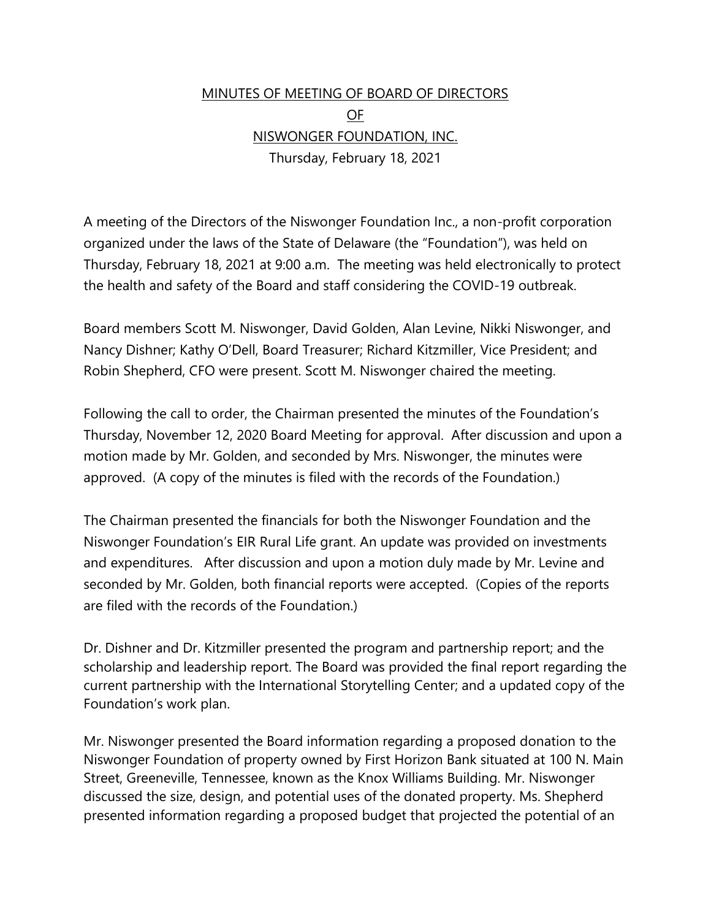# MINUTES OF MEETING OF BOARD OF DIRECTORS
# OF
# NISWONGER FOUNDATION, INC.

Thursday, February 18, 2021

A meeting of the Directors of the Niswonger Foundation Inc., a non-profit corporation organized under the laws of the State of Delaware (the "Foundation"), was held on Thursday, February 18, 2021 at 9:00 a.m. The meeting was held electronically to protect the health and safety of the Board and staff considering the COVID-19 outbreak.

Board members Scott M. Niswonger, David Golden, Alan Levine, Nikki Niswonger, and Nancy Dishner; Kathy O'Dell, Board Treasurer; Richard Kitzmiller, Vice President; and Robin Shepherd, CFO were present. Scott M. Niswonger chaired the meeting.

Following the call to order, the Chairman presented the minutes of the Foundation's Thursday, November 12, 2020 Board Meeting for approval. After discussion and upon a motion made by Mr. Golden, and seconded by Mrs. Niswonger, the minutes were approved. (A copy of the minutes is filed with the records of the Foundation.)

The Chairman presented the financials for both the Niswonger Foundation and the Niswonger Foundation's EIR Rural Life grant. An update was provided on investments and expenditures. After discussion and upon a motion duly made by Mr. Levine and seconded by Mr. Golden, both financial reports were accepted. (Copies of the reports are filed with the records of the Foundation.)

Dr. Dishner and Dr. Kitzmiller presented the program and partnership report; and the scholarship and leadership report. The Board was provided the final report regarding the current partnership with the International Storytelling Center; and a updated copy of the Foundation's work plan.

Mr. Niswonger presented the Board information regarding a proposed donation to the Niswonger Foundation of property owned by First Horizon Bank situated at 100 N. Main Street, Greeneville, Tennessee, known as the Knox Williams Building. Mr. Niswonger discussed the size, design, and potential uses of the donated property. Ms. Shepherd presented information regarding a proposed budget that projected the potential of an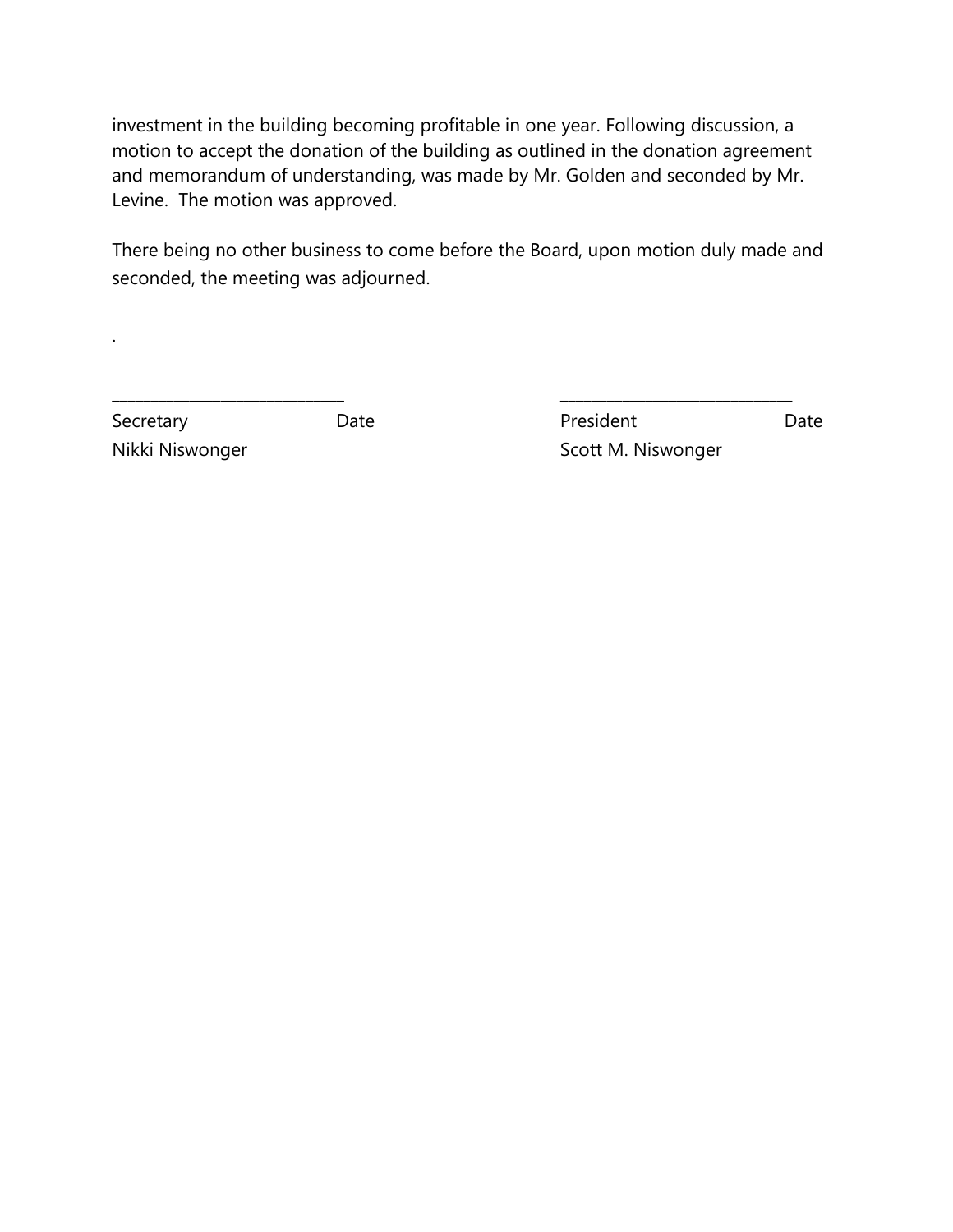investment in the building becoming profitable in one year. Following discussion, a motion to accept the donation of the building as outlined in the donation agreement and memorandum of understanding, was made by Mr. Golden and seconded by Mr. Levine. The motion was approved.

There being no other business to come before the Board, upon motion duly made and seconded, the meeting was adjourned.

.

\_\_\_\_\_\_\_\_\_\_\_\_\_\_\_\_\_\_\_\_\_\_\_\_\_\_\_\_\_\_ \_\_\_\_\_\_\_\_\_\_\_\_\_\_\_\_\_\_\_\_\_\_\_\_\_\_\_\_\_\_

| | | | |
|---|---|---|---|
| Secretary | Date | President | Date |
| Nikki Niswonger | | Scott M. Niswonger | |